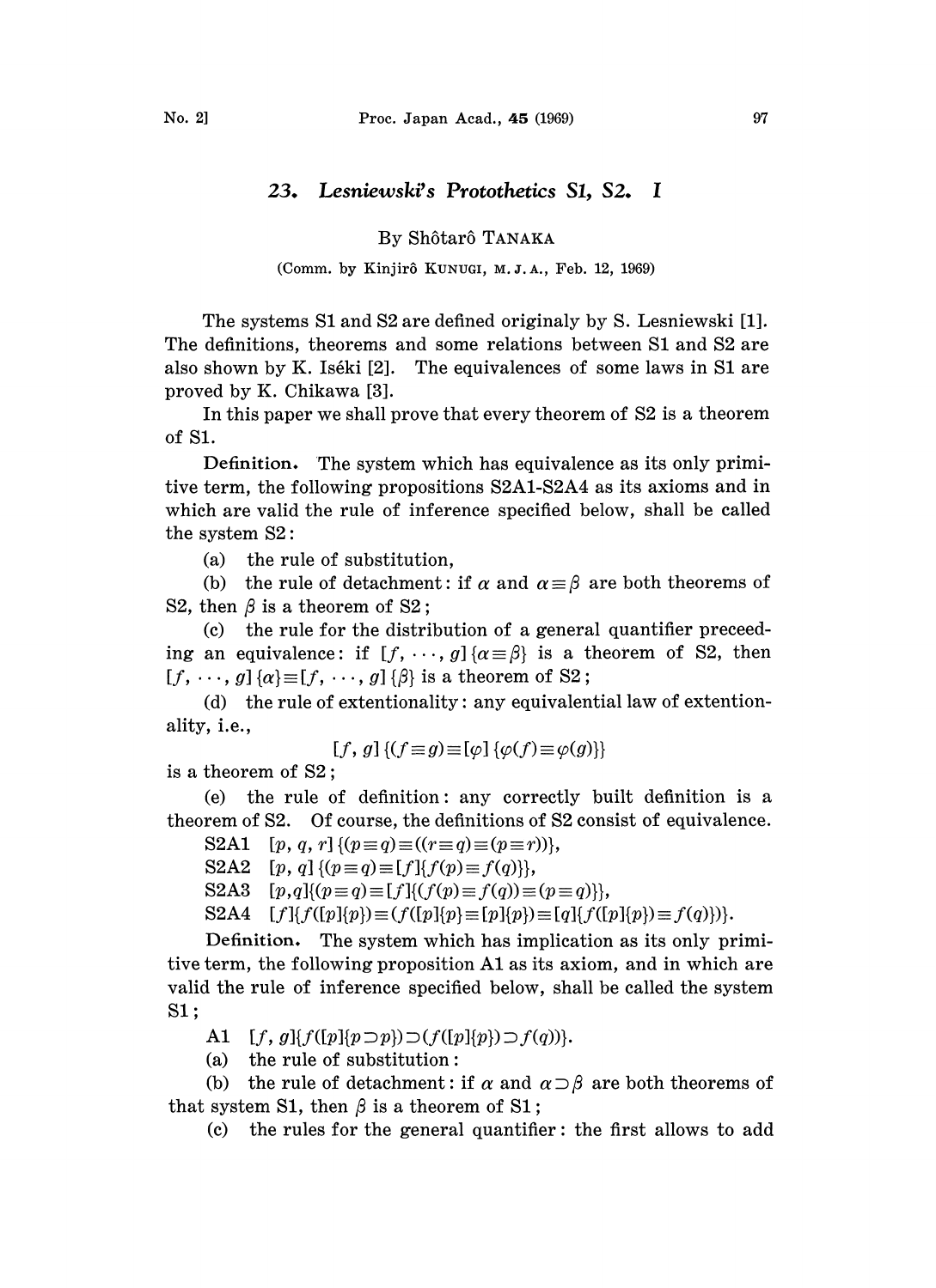# 23. *Lesniewski's Protothetics S1, S2. I*

By Shôtarô TANAKA

(Comm. by Kinjirô KUNUGI, M. J. A., Feb. 12, 1969)

The systems S1 and S2 are defined originaly by S. Lesniewski [1]. The definitions, theorems and some relations between S1 and S2 are also shown by K. Iséki [2]. The equivalences of some laws in S1 are proved by K. Chikawa [3].

In this paper we shall prove that every theorem of S2 is a theorem of S1.

**Definition.** The system which has equivalence as its only primitive term, the following propositions S2A1-S2A4 as its axioms and in which are valid the rule of inference specified below, shall be called the system S2:

(a) the rule of substitution,

(b) the rule of detachment: if $\alpha$ and $\alpha \equiv \beta$ are both theorems of S2, then $\beta$ is a theorem of S2;

(c) the rule for the distribution of a general quantifier preceeding an equivalence: if $[f, \cdots, g]\{\alpha \equiv \beta\}$ is a theorem of S2, then $[f, \cdots, g]\{\alpha\} \equiv [f, \cdots, g]\{\beta\}$ is a theorem of S2;

(d) the rule of extentionality: any equivalential law of extentionality, i.e.,

$$[f, g]\{(f \equiv g) \equiv [\varphi]\{\varphi(f) \equiv \varphi(g)\}\}$$

is a theorem of S2;

(e) the rule of definition: any correctly built definition is a theorem of S2. Of course, the definitions of S2 consist of equivalence.

S2A1 $[p, q, r]\{(p \equiv q) \equiv ((r \equiv q) \equiv (p \equiv r))\}$,

S2A2 $[p, q]\{(p \equiv q) \equiv [f]\{f(p) \equiv f(q)\}\}$,

S2A3 $[p, q]\{(p \equiv q) \equiv [f]\{(f(p) \equiv f(q)) \equiv (p \equiv q)\}\}$,

S2A4 $[f]\{f([p]\{p\}) \equiv (f([p]\{p\} \equiv [p]\{p\}) \equiv [q]\{f([p]\{p\}) \equiv f(q)\})\}$.

**Definition.** The system which has implication as its only primitive term, the following proposition A1 as its axiom, and in which are valid the rule of inference specified below, shall be called the system S1;

A1 $[f, g]\{f([p]\{p \supset p\}) \supset (f([p]\{p\}) \supset f(q))\}$.

(a) the rule of substitution:

(b) the rule of detachment: if $\alpha$ and $\alpha \supset \beta$ are both theorems of that system S1, then $\beta$ is a theorem of S1;

(c) the rules for the general quantifier: the first allows to add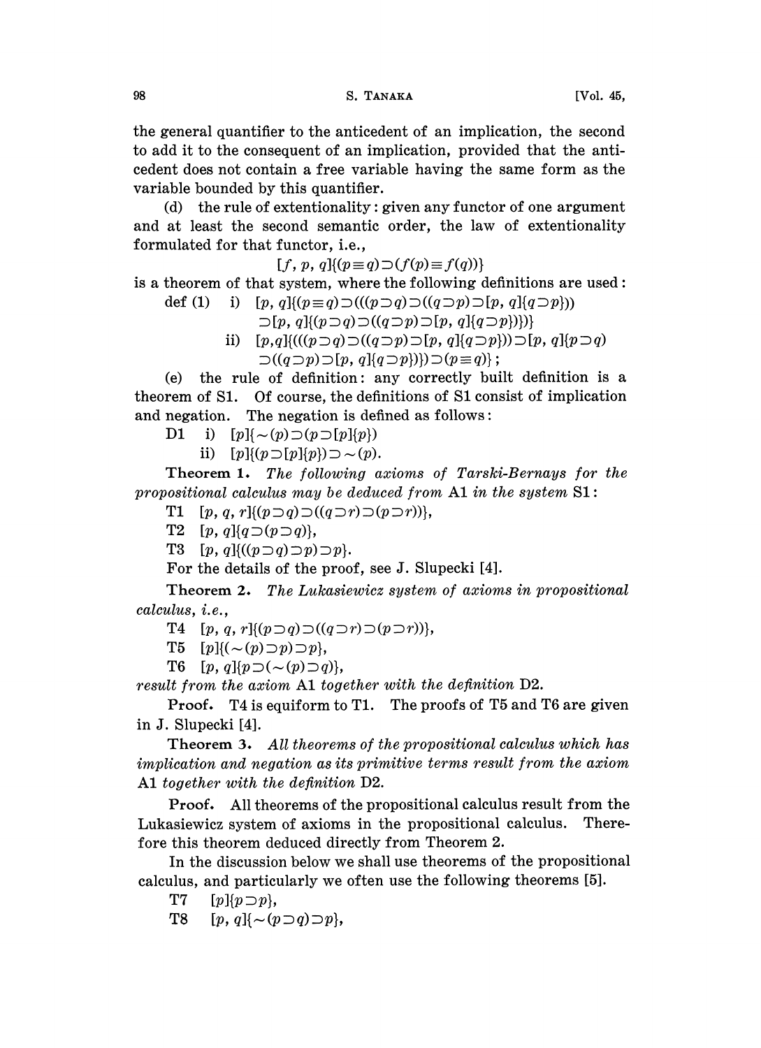the general quantifier to the anticedent of an implication, the second to add it to the consequent of an implication, provided that the anticedent does not contain a free variable having the same form as the variable bounded by this quantifier.

(d) the rule of extentionality: given any functor of one argument and at least the second semantic order, the law of extentionality formulated for that functor, i.e.,

$$[f, p, q]\{(p \equiv q) \supset (f(p) \equiv f(q))\}$$

is a theorem of that system, where the following definitions are used:

def (1) i) $[p, q]\{(p \equiv q) \supset (((p \supset q) \supset ((q \supset p) \supset [p, q]\{q \supset p\})) \supset [p, q]\{(p \supset q) \supset ((q \supset p) \supset [p, q]\{q \supset p\})\})\}$

ii) $[p, q]\{(((p \supset q) \supset ((q \supset p) \supset [p, q]\{q \supset p\})) \supset [p, q]\{p \supset q) \supset ((q \supset p) \supset [p, q]\{q \supset p\})\}) \supset (p \equiv q)\}$;

(e) the rule of definition: any correctly built definition is a theorem of S1. Of course, the definitions of S1 consist of implication and negation. The negation is defined as follows:

D1 i) $[p]\{\sim(p) \supset (p \supset [p]\{p\})$

ii) $[p]\{(p \supset [p]\{p\}) \supset \sim(p)$.

**Theorem 1.** *The following axioms of Tarski-Bernays for the propositional calculus may be deduced from* A1 *in the system* S1:

T1 $[p, q, r]\{(p \supset q) \supset ((q \supset r) \supset (p \supset r))\}$,

T2 $[p, q]\{q \supset (p \supset q)\}$,

T3 $[p, q]\{((p \supset q) \supset p) \supset p\}$.

For the details of the proof, see J. Slupecki [4].

**Theorem 2.** *The Lukasiewicz system of axioms in propositional calculus, i.e.,*

T4 $[p, q, r]\{(p \supset q) \supset ((q \supset r) \supset (p \supset r))\}$,

T5 $[p]\{(\sim(p) \supset p) \supset p\}$,

T6 $[p, q]\{p \supset (\sim(p) \supset q)\}$,

*result from the axiom* A1 *together with the definition* D2.

**Proof.** T4 is equiform to T1. The proofs of T5 and T6 are given in J. Slupecki [4].

**Theorem 3.** *All theorems of the propositional calculus which has implication and negation as its primitive terms result from the axiom* A1 *together with the definition* D2.

**Proof.** All theorems of the propositional calculus result from the Lukasiewicz system of axioms in the propositional calculus. Therefore this theorem deduced directly from Theorem 2.

In the discussion below we shall use theorems of the propositional calculus, and particularly we often use the following theorems [5].

T7 $[p]\{p \supset p\}$,

T8 $[p, q]\{\sim(p \supset q) \supset p\}$,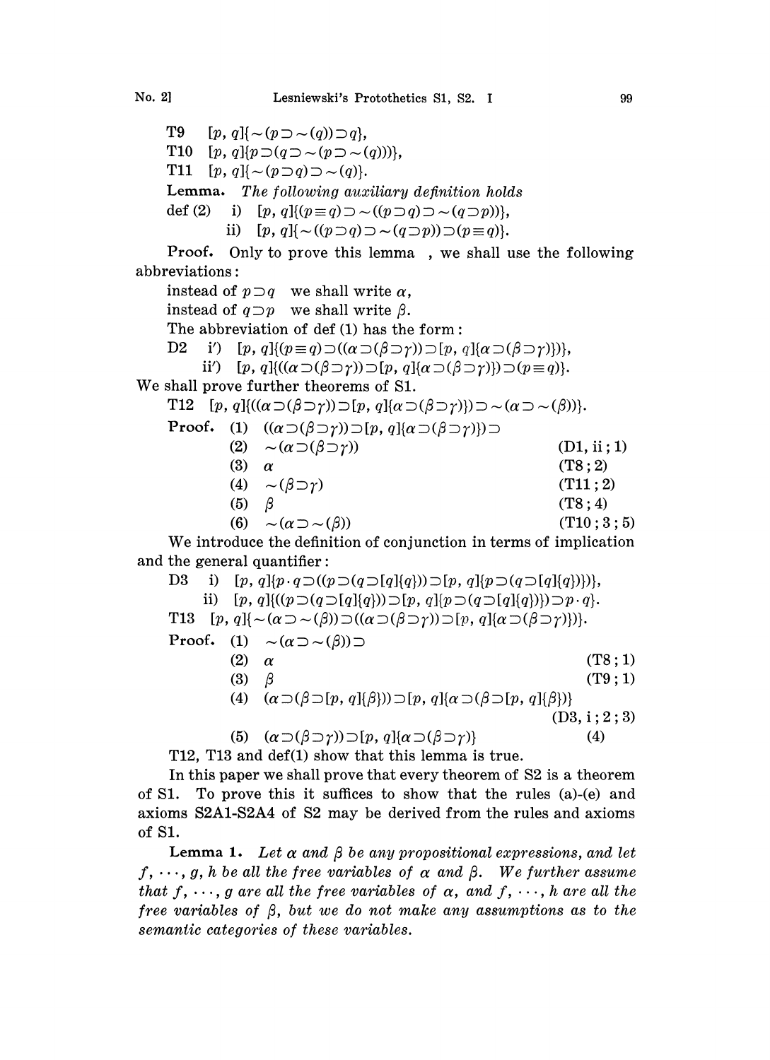T9 $[p, q]\{\sim(p \supset \sim(q)) \supset q\}$,

T10 $[p, q]\{p \supset (q \supset \sim(p \supset \sim(q)))\}$,

T11 $[p, q]\{\sim(p \supset q) \supset \sim(q)\}$.

**Lemma.** *The following auxiliary definition holds*

def (2) i) $[p, q]\{(p \equiv q) \supset \sim((p \supset q) \supset \sim(q \supset p))\}$,

ii) $[p, q]\{\sim((p \supset q) \supset \sim(q \supset p)) \supset (p \equiv q)\}$.

**Proof.** Only to prove this lemma , we shall use the following abbreviations:

instead of $p \supset q$ we shall write $\alpha$,

instead of $q \supset p$ we shall write $\beta$.

The abbreviation of def (1) has the form:

D2 i′) $[p, q]\{(p \equiv q) \supset ((\alpha \supset (\beta \supset \gamma)) \supset [p, q]\{\alpha \supset (\beta \supset \gamma)\})\}$,

ii′) $[p, q]\{((\alpha \supset (\beta \supset \gamma)) \supset [p, q]\{\alpha \supset (\beta \supset \gamma)\}) \supset (p \equiv q)\}$.

We shall prove further theorems of S1.

T12 $[p, q]\{((\alpha \supset (\beta \supset \gamma)) \supset [p, q]\{\alpha \supset (\beta \supset \gamma)\}) \supset \sim(\alpha \supset \sim(\beta))\}$.

**Proof.**

(1) $((\alpha \supset (\beta \supset \gamma)) \supset [p, q]\{\alpha \supset (\beta \supset \gamma)\}) \supset$

(2) $\sim(\alpha \supset (\beta \supset \gamma))$ (D1, ii ; 1)

(3) $\alpha$ (T8 ; 2)

(4) $\sim(\beta \supset \gamma)$ (T11 ; 2)

(5) $\beta$ (T8 ; 4)

(6) $\sim(\alpha \supset \sim(\beta))$ (T10 ; 3 ; 5)

We introduce the definition of conjunction in terms of implication and the general quantifier:

D3 i) $[p, q]\{p \cdot q \supset ((p \supset (q \supset [q]\{q\})) \supset [p, q]\{p \supset (q \supset [q]\{q\})\})\}$,

ii) $[p, q]\{((p \supset (q \supset [q]\{q\})) \supset [p, q]\{p \supset (q \supset [q]\{q\})\}) \supset p \cdot q\}$.

T13 $[p, q]\{\sim(\alpha \supset \sim(\beta)) \supset ((\alpha \supset (\beta \supset \gamma)) \supset [p, q]\{\alpha \supset (\beta \supset \gamma)\})\}$.

**Proof.**

(1) $\sim(\alpha \supset \sim(\beta)) \supset$

(2) $\alpha$ (T8 ; 1)

(3) $\beta$ (T9 ; 1)

(4) $(\alpha \supset (\beta \supset [p, q]\{\beta\})) \supset [p, q]\{\alpha \supset (\beta \supset [p, q]\{\beta\})\}$ (D3, i ; 2 ; 3)

(5) $(\alpha \supset (\beta \supset \gamma)) \supset [p, q]\{\alpha \supset (\beta \supset \gamma)\}$ (4)

T12, T13 and def(1) show that this lemma is true.

In this paper we shall prove that every theorem of S2 is a theorem of S1. To prove this it suffices to show that the rules (a)-(e) and axioms S2A1-S2A4 of S2 may be derived from the rules and axioms of S1.

**Lemma 1.** *Let $\alpha$ and $\beta$ be any propositional expressions, and let $f, \cdots, g, h$ be all the free variables of $\alpha$ and $\beta$. We further assume that $f, \cdots, g$ are all the free variables of $\alpha$, and $f, \cdots, h$ are all the free variables of $\beta$, but we do not make any assumptions as to the semantic categories of these variables.*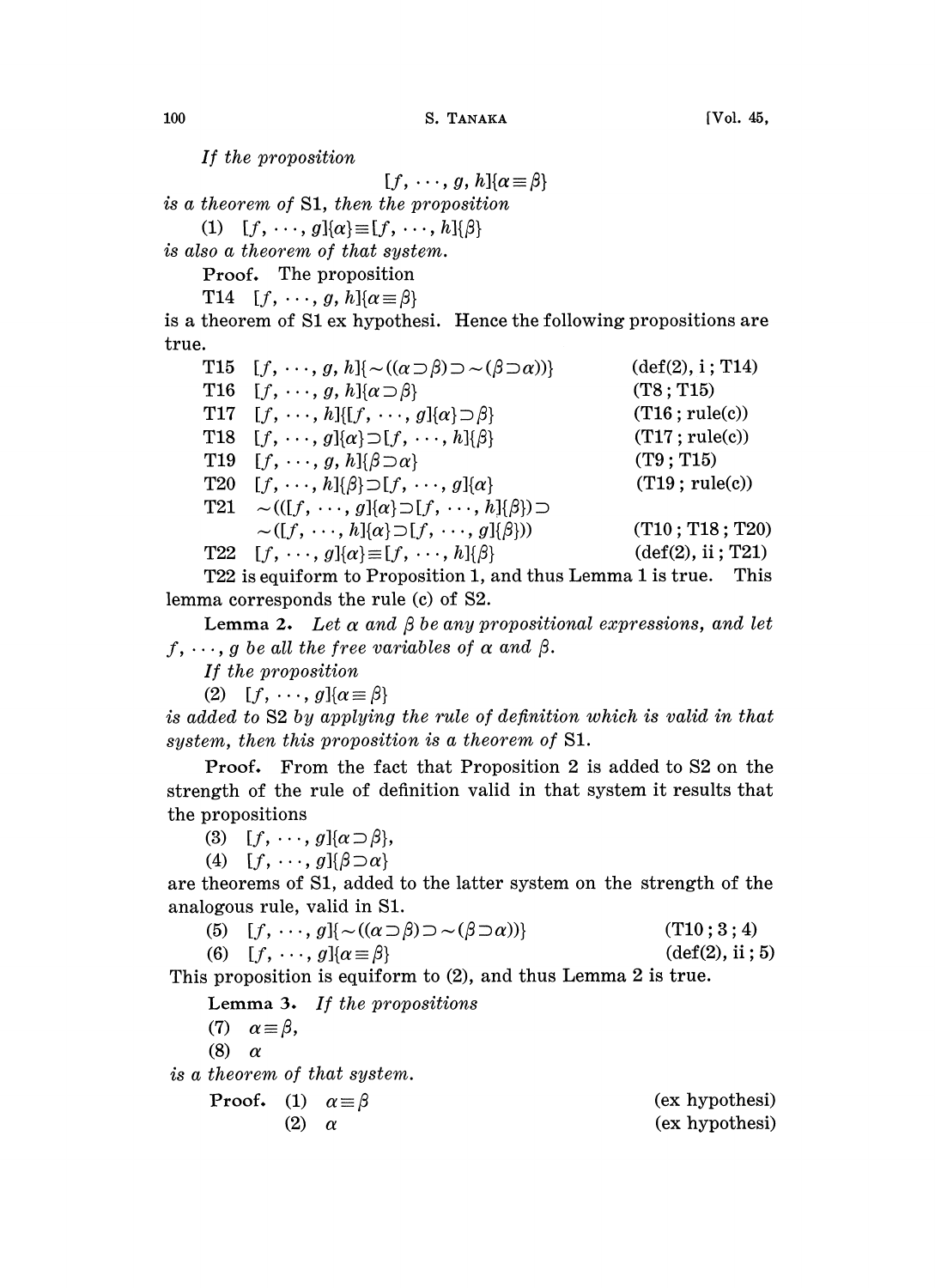*If the proposition*

$$[f, \cdots, g, h]\{\alpha \equiv \beta\}$$

*is a theorem of* S1, *then the proposition*

(1) $[f, \cdots, g]\{\alpha\} \equiv [f, \cdots, h]\{\beta\}$

*is also a theorem of that system.*

**Proof.** The proposition

T14 $[f, \cdots, g, h]\{\alpha \equiv \beta\}$

is a theorem of S1 ex hypothesi. Hence the following propositions are true.

| | | |
|---|---|---|
| T15 | $[f, \cdots, g, h]\{\sim((\alpha \supset \beta) \supset \sim(\beta \supset \alpha))\}$ | (def(2), i ; T14) |
| T16 | $[f, \cdots, g, h]\{\alpha \supset \beta\}$ | (T8 ; T15) |
| T17 | $[f, \cdots, h]\{[f, \cdots, g]\{\alpha\} \supset \beta\}$ | (T16 ; rule(c)) |
| T18 | $[f, \cdots, g]\{\alpha\} \supset [f, \cdots, h]\{\beta\}$ | (T17 ; rule(c)) |
| T19 | $[f, \cdots, g, h]\{\beta \supset \alpha\}$ | (T9 ; T15) |
| T20 | $[f, \cdots, h]\{\beta\} \supset [f, \cdots, g]\{\alpha\}$ | (T19 ; rule(c)) |
| T21 | $\sim(([f, \cdots, g]\{\alpha\} \supset [f, \cdots, h]\{\beta\}) \supset$ $\sim([f, \cdots, h]\{\alpha\} \supset [f, \cdots, g]\{\beta\}))$ | (T10 ; T18 ; T20) |
| T22 | $[f, \cdots, g]\{\alpha\} \equiv [f, \cdots, h]\{\beta\}$ | (def(2), ii ; T21) |

T22 is equiform to Proposition 1, and thus Lemma 1 is true. This lemma corresponds the rule (c) of S2.

**Lemma 2.** *Let* $\alpha$ *and* $\beta$ *be any propositional expressions, and let* $f, \cdots, g$ *be all the free variables of* $\alpha$ *and* $\beta$.

*If the proposition*

(2) $[f, \cdots, g]\{\alpha \equiv \beta\}$

*is added to* S2 *by applying the rule of definition which is valid in that system, then this proposition is a theorem of* S1.

**Proof.** From the fact that Proposition 2 is added to S2 on the strength of the rule of definition valid in that system it results that the propositions

(3) $[f, \cdots, g]\{\alpha \supset \beta\}$,

(4) $[f, \cdots, g]\{\beta \supset \alpha\}$

are theorems of S1, added to the latter system on the strength of the analogous rule, valid in S1.

| | | |
|---|---|---|
| (5) | $[f, \cdots, g]\{\sim((\alpha \supset \beta) \supset \sim(\beta \supset \alpha))\}$ | (T10 ; 3 ; 4) |
| (6) | $[f, \cdots, g]\{\alpha \equiv \beta\}$ | (def(2), ii ; 5) |

This proposition is equiform to (2), and thus Lemma 2 is true.

**Lemma 3.** *If the propositions*

(7) $\alpha \equiv \beta$,

(8) $\alpha$

*is a theorem of that system.*

| | | |
|---|---|---|
| **Proof.** (1) | $\alpha \equiv \beta$ | (ex hypothesi) |
| (2) | $\alpha$ | (ex hypothesi) |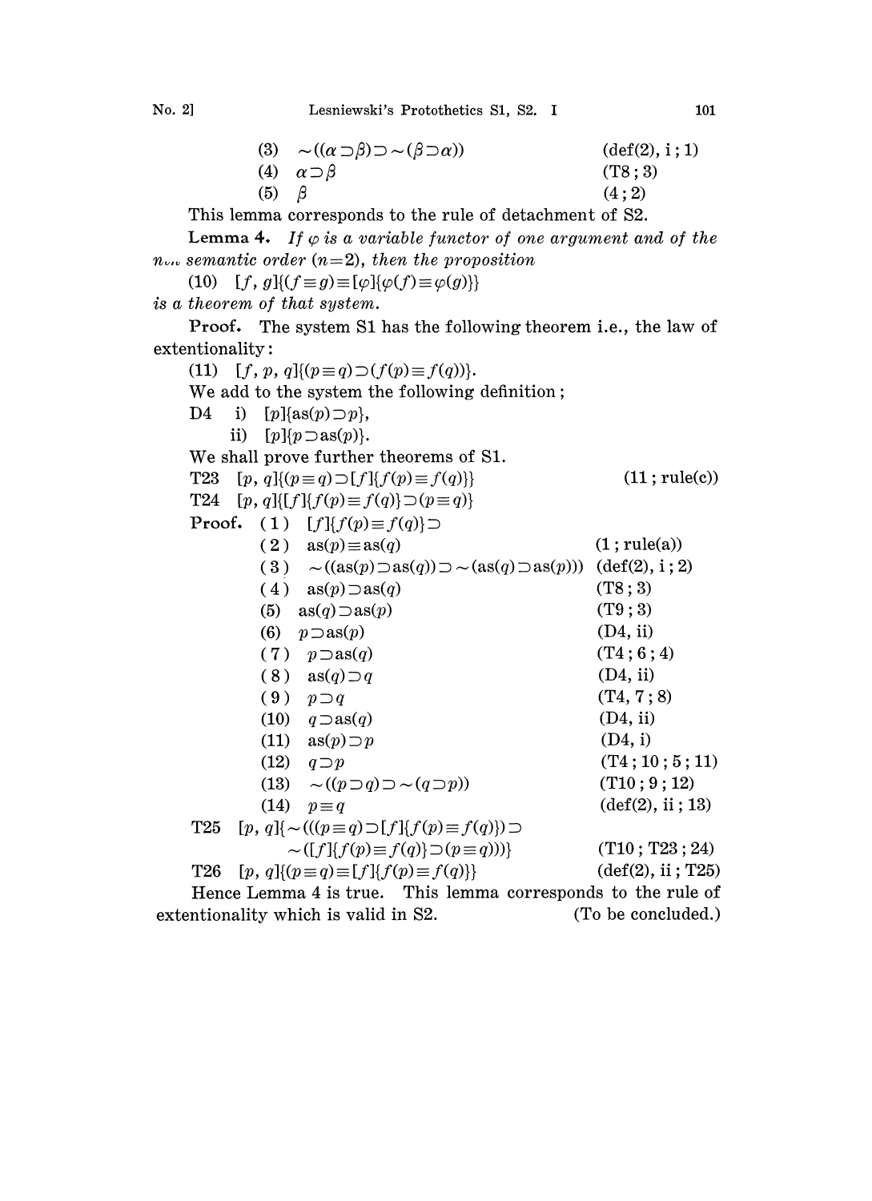(3) $\sim((\alpha\supset\beta)\supset\sim(\beta\supset\alpha))$ (def(2), i ; 1)

(4) $\alpha\supset\beta$ (T8 ; 3)

(5) $\beta$ (4 ; 2)

This lemma corresponds to the rule of detachment of S2.

**Lemma 4.** *If $\varphi$ is a variable functor of one argument and of the $n_{th}$ semantic order ($n=2$), then the proposition*

(10) $[f, g]\{(f\equiv g)\equiv[\varphi]\{\varphi(f)\equiv\varphi(g)\}\}$

*is a theorem of that system.*

**Proof.** The system S1 has the following theorem i.e., the law of extentionality:

(11) $[f, p, q]\{(p\equiv q)\supset(f(p)\equiv f(q))\}$.

We add to the system the following definition;

D4 i) $[p]\{\text{as}(p)\supset p\}$,

ii) $[p]\{p\supset\text{as}(p)\}$.

We shall prove further theorems of S1.

T23 $[p, q]\{(p\equiv q)\supset[f]\{f(p)\equiv f(q)\}\}$ (11 ; rule(c))

T24 $[p, q]\{[f]\{f(p)\equiv f(q)\}\supset(p\equiv q)\}$

**Proof.** (1) $[f]\{f(p)\equiv f(q)\}\supset$

(2) $\text{as}(p)\equiv\text{as}(q)$ (1 ; rule(a))

(3) $\sim((\text{as}(p)\supset\text{as}(q))\supset\sim(\text{as}(q)\supset\text{as}(p)))$ (def(2), i ; 2)

(4) $\text{as}(p)\supset\text{as}(q)$ (T8 ; 3)

(5) $\text{as}(q)\supset\text{as}(p)$ (T9 ; 3)

(6) $p\supset\text{as}(p)$ (D4, ii)

(7) $p\supset\text{as}(q)$ (T4 ; 6 ; 4)

(8) $\text{as}(q)\supset q$ (D4, ii)

(9) $p\supset q$ (T4, 7 ; 8)

(10) $q\supset\text{as}(q)$ (D4, ii)

(11) $\text{as}(p)\supset p$ (D4, i)

(12) $q\supset p$ (T4 ; 10 ; 5 ; 11)

(13) $\sim((p\supset q)\supset\sim(q\supset p))$ (T10 ; 9 ; 12)

(14) $p\equiv q$ (def(2), ii ; 13)

T25 $[p, q]\{\sim(((p\equiv q)\supset[f]\{f(p)\equiv f(q)\})\supset$
$\sim([f]\{f(p)\equiv f(q)\}\supset(p\equiv q)))\}$ (T10 ; T23 ; 24)

T26 $[p, q]\{(p\equiv q)\equiv[f]\{f(p)\equiv f(q)\}\}$ (def(2), ii ; T25)

Hence Lemma 4 is true. This lemma corresponds to the rule of extentionality which is valid in S2. (To be concluded.)